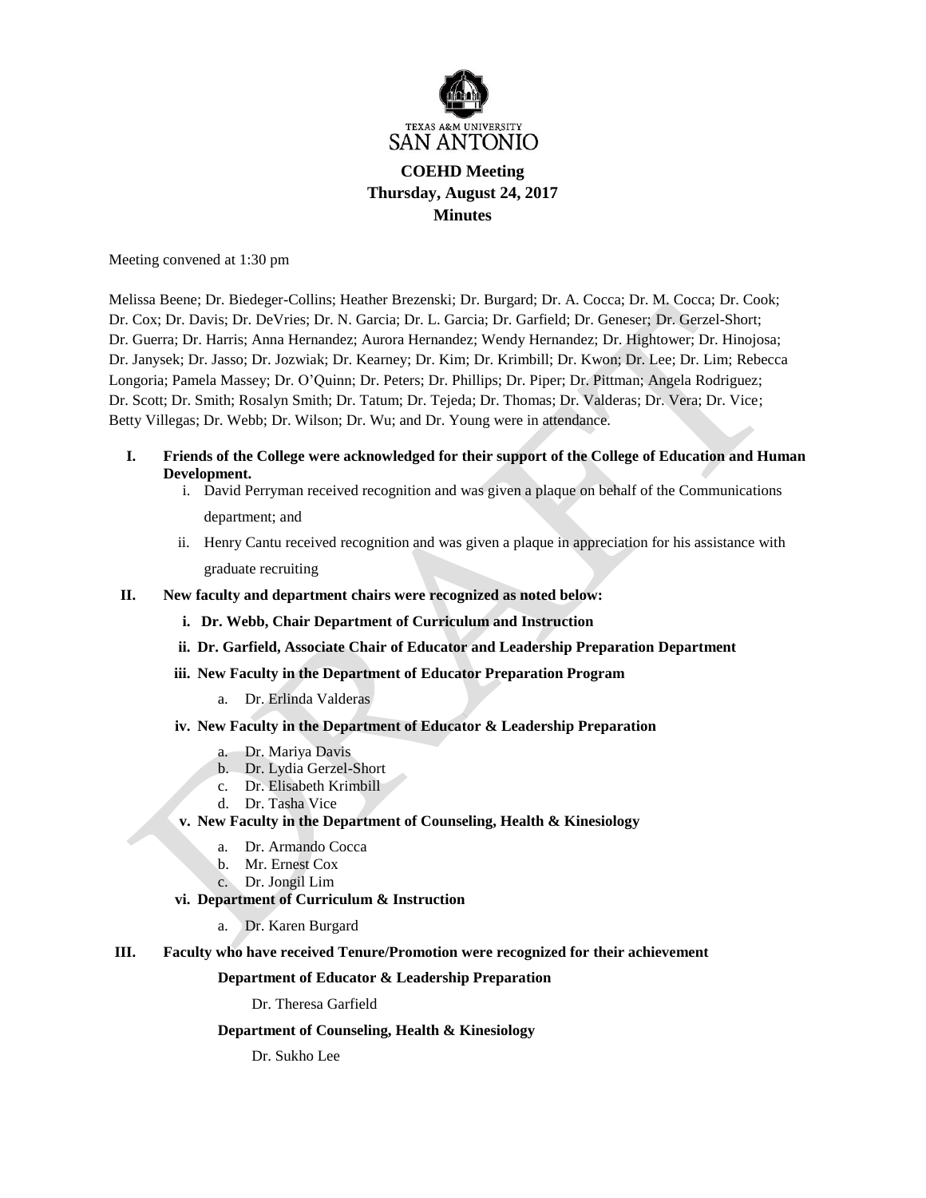TEXAS A&M UNIVERSITY
SAN ANTONIO

# COEHD Meeting
## Thursday, August 24, 2017
## Minutes

Meeting convened at 1:30 pm

Melissa Beene; Dr. Biedeger-Collins; Heather Brezenski; Dr. Burgard; Dr. A. Cocca; Dr. M. Cocca; Dr. Cook; Dr. Cox; Dr. Davis; Dr. DeVries; Dr. N. Garcia; Dr. L. Garcia; Dr. Garfield; Dr. Geneser; Dr. Gerzel-Short; Dr. Guerra; Dr. Harris; Anna Hernandez; Aurora Hernandez; Wendy Hernandez; Dr. Hightower; Dr. Hinojosa; Dr. Janysek; Dr. Jasso; Dr. Jozwiak; Dr. Kearney; Dr. Kim; Dr. Krimbill; Dr. Kwon; Dr. Lee; Dr. Lim; Rebecca Longoria; Pamela Massey; Dr. O'Quinn; Dr. Peters; Dr. Phillips; Dr. Piper; Dr. Pittman; Angela Rodriguez; Dr. Scott; Dr. Smith; Rosalyn Smith; Dr. Tatum; Dr. Tejeda; Dr. Thomas; Dr. Valderas; Dr. Vera; Dr. Vice; Betty Villegas; Dr. Webb; Dr. Wilson; Dr. Wu; and Dr. Young were in attendance.

**I. Friends of the College were acknowledged for their support of the College of Education and Human Development.**

  i. David Perryman received recognition and was given a plaque on behalf of the Communications department; and

  ii. Henry Cantu received recognition and was given a plaque in appreciation for his assistance with graduate recruiting

**II. New faculty and department chairs were recognized as noted below:**

  **i. Dr. Webb, Chair Department of Curriculum and Instruction**

  **ii. Dr. Garfield, Associate Chair of Educator and Leadership Preparation Department**

  **iii. New Faculty in the Department of Educator Preparation Program**

    a. Dr. Erlinda Valderas

  **iv. New Faculty in the Department of Educator & Leadership Preparation**

    a. Dr. Mariya Davis
    b. Dr. Lydia Gerzel-Short
    c. Dr. Elisabeth Krimbill
    d. Dr. Tasha Vice

  **v. New Faculty in the Department of Counseling, Health & Kinesiology**

    a. Dr. Armando Cocca
    b. Mr. Ernest Cox
    c. Dr. Jongil Lim

  **vi. Department of Curriculum & Instruction**

    a. Dr. Karen Burgard

**III. Faculty who have received Tenure/Promotion were recognized for their achievement**

  **Department of Educator & Leadership Preparation**

    Dr. Theresa Garfield

  **Department of Counseling, Health & Kinesiology**

    Dr. Sukho Lee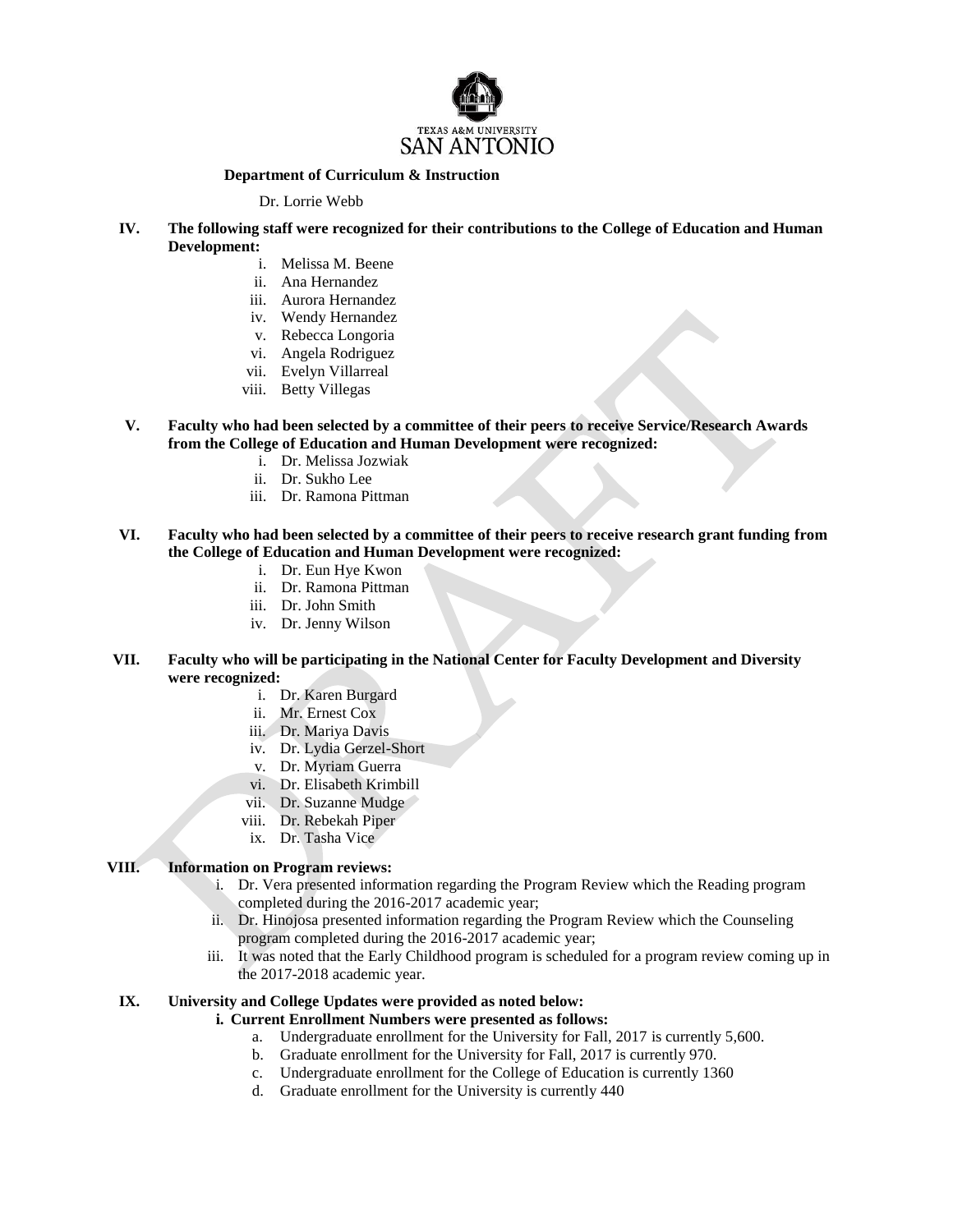**Department of Curriculum & Instruction**

Dr. Lorrie Webb

**IV. The following staff were recognized for their contributions to the College of Education and Human Development:**

i. Melissa M. Beene
ii. Ana Hernandez
iii. Aurora Hernandez
iv. Wendy Hernandez
v. Rebecca Longoria
vi. Angela Rodriguez
vii. Evelyn Villarreal
viii. Betty Villegas

**V. Faculty who had been selected by a committee of their peers to receive Service/Research Awards from the College of Education and Human Development were recognized:**

i. Dr. Melissa Jozwiak
ii. Dr. Sukho Lee
iii. Dr. Ramona Pittman

**VI. Faculty who had been selected by a committee of their peers to receive research grant funding from the College of Education and Human Development were recognized:**

i. Dr. Eun Hye Kwon
ii. Dr. Ramona Pittman
iii. Dr. John Smith
iv. Dr. Jenny Wilson

**VII. Faculty who will be participating in the National Center for Faculty Development and Diversity were recognized:**

i. Dr. Karen Burgard
ii. Mr. Ernest Cox
iii. Dr. Mariya Davis
iv. Dr. Lydia Gerzel-Short
v. Dr. Myriam Guerra
vi. Dr. Elisabeth Krimbill
vii. Dr. Suzanne Mudge
viii. Dr. Rebekah Piper
ix. Dr. Tasha Vice

**VIII. Information on Program reviews:**

i. Dr. Vera presented information regarding the Program Review which the Reading program completed during the 2016-2017 academic year;
ii. Dr. Hinojosa presented information regarding the Program Review which the Counseling program completed during the 2016-2017 academic year;
iii. It was noted that the Early Childhood program is scheduled for a program review coming up in the 2017-2018 academic year.

**IX. University and College Updates were provided as noted below:**

**i. Current Enrollment Numbers were presented as follows:**

a. Undergraduate enrollment for the University for Fall, 2017 is currently 5,600.
b. Graduate enrollment for the University for Fall, 2017 is currently 970.
c. Undergraduate enrollment for the College of Education is currently 1360
d. Graduate enrollment for the University is currently 440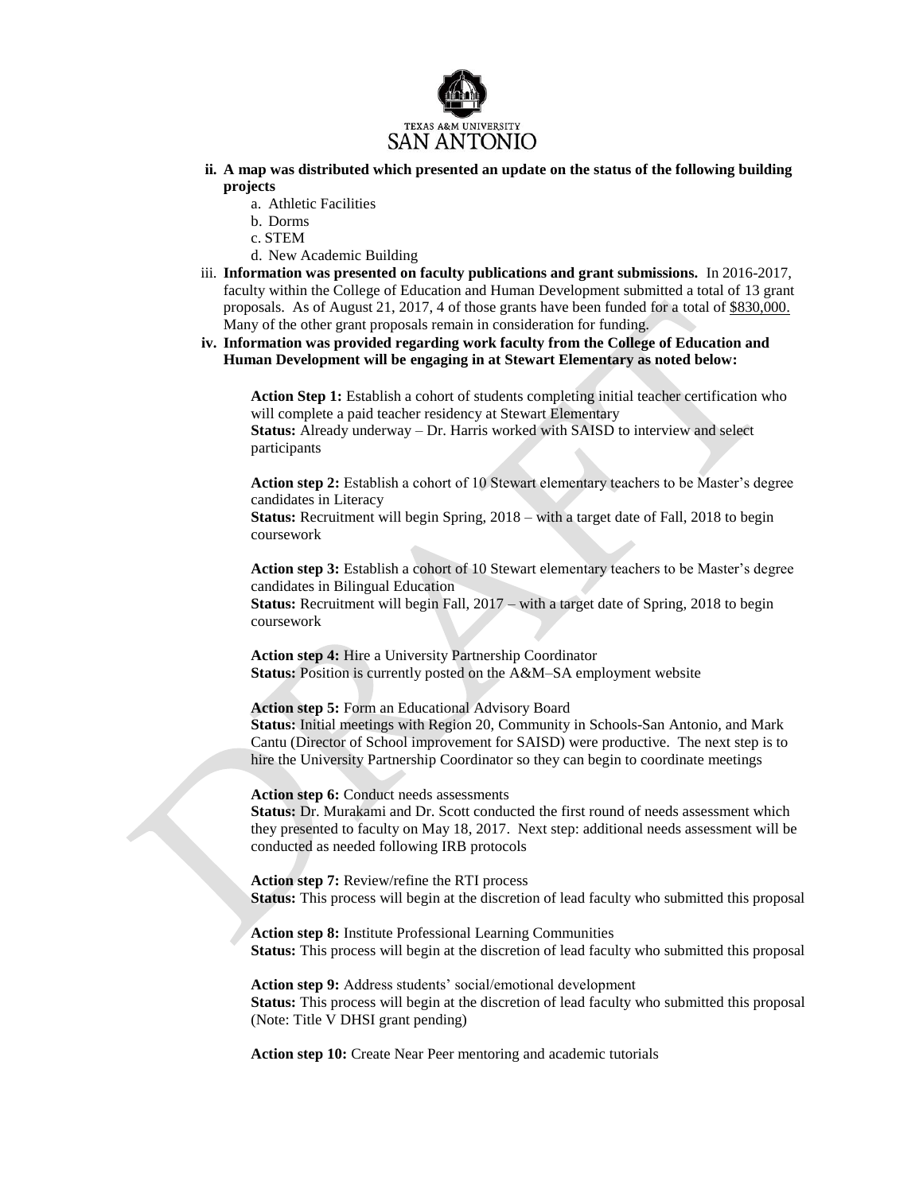**ii. A map was distributed which presented an update on the status of the following building projects**

a. Athletic Facilities
b. Dorms
c. STEM
d. New Academic Building

iii. **Information was presented on faculty publications and grant submissions.** In 2016-2017, faculty within the College of Education and Human Development submitted a total of 13 grant proposals. As of August 21, 2017, 4 of those grants have been funded for a total of $830,000. Many of the other grant proposals remain in consideration for funding.

**iv. Information was provided regarding work faculty from the College of Education and Human Development will be engaging in at Stewart Elementary as noted below:**

**Action Step 1:** Establish a cohort of students completing initial teacher certification who will complete a paid teacher residency at Stewart Elementary
**Status:** Already underway – Dr. Harris worked with SAISD to interview and select participants

**Action step 2:** Establish a cohort of 10 Stewart elementary teachers to be Master's degree candidates in Literacy
**Status:** Recruitment will begin Spring, 2018 – with a target date of Fall, 2018 to begin coursework

**Action step 3:** Establish a cohort of 10 Stewart elementary teachers to be Master's degree candidates in Bilingual Education
**Status:** Recruitment will begin Fall, 2017 – with a target date of Spring, 2018 to begin coursework

**Action step 4:** Hire a University Partnership Coordinator
**Status:** Position is currently posted on the A&M–SA employment website

**Action step 5:** Form an Educational Advisory Board
**Status:** Initial meetings with Region 20, Community in Schools-San Antonio, and Mark Cantu (Director of School improvement for SAISD) were productive. The next step is to hire the University Partnership Coordinator so they can begin to coordinate meetings

**Action step 6:** Conduct needs assessments
**Status:** Dr. Murakami and Dr. Scott conducted the first round of needs assessment which they presented to faculty on May 18, 2017. Next step: additional needs assessment will be conducted as needed following IRB protocols

**Action step 7:** Review/refine the RTI process
**Status:** This process will begin at the discretion of lead faculty who submitted this proposal

**Action step 8:** Institute Professional Learning Communities
**Status:** This process will begin at the discretion of lead faculty who submitted this proposal

**Action step 9:** Address students' social/emotional development
**Status:** This process will begin at the discretion of lead faculty who submitted this proposal (Note: Title V DHSI grant pending)

**Action step 10:** Create Near Peer mentoring and academic tutorials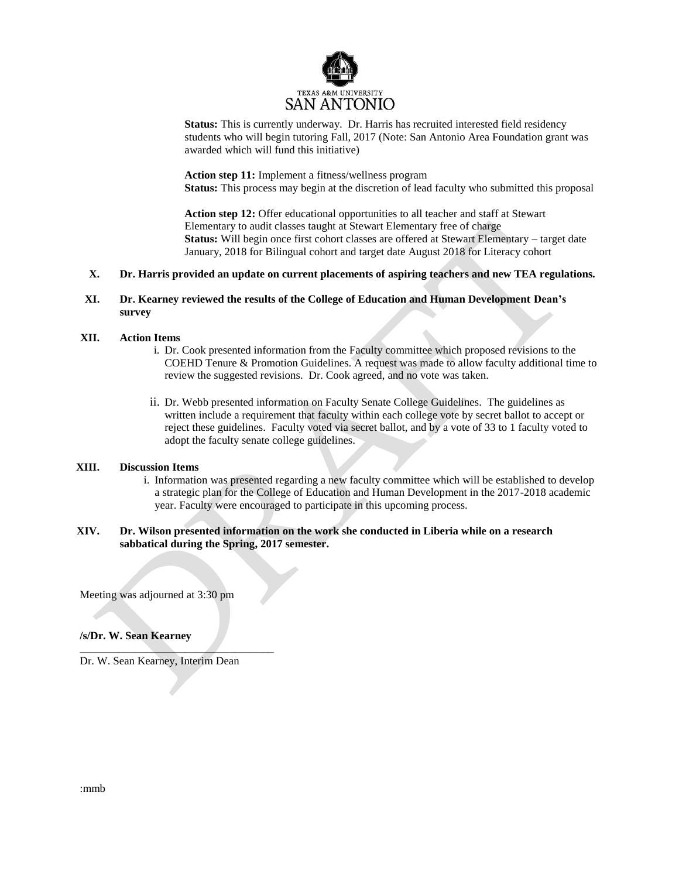**Status:** This is currently underway. Dr. Harris has recruited interested field residency students who will begin tutoring Fall, 2017 (Note: San Antonio Area Foundation grant was awarded which will fund this initiative)

**Action step 11:** Implement a fitness/wellness program
**Status:** This process may begin at the discretion of lead faculty who submitted this proposal

**Action step 12:** Offer educational opportunities to all teacher and staff at Stewart Elementary to audit classes taught at Stewart Elementary free of charge
**Status:** Will begin once first cohort classes are offered at Stewart Elementary – target date January, 2018 for Bilingual cohort and target date August 2018 for Literacy cohort

**X. Dr. Harris provided an update on current placements of aspiring teachers and new TEA regulations.**

**XI. Dr. Kearney reviewed the results of the College of Education and Human Development Dean's survey**

**XII. Action Items**

i. Dr. Cook presented information from the Faculty committee which proposed revisions to the COEHD Tenure & Promotion Guidelines. A request was made to allow faculty additional time to review the suggested revisions. Dr. Cook agreed, and no vote was taken.

ii. Dr. Webb presented information on Faculty Senate College Guidelines. The guidelines as written include a requirement that faculty within each college vote by secret ballot to accept or reject these guidelines. Faculty voted via secret ballot, and by a vote of 33 to 1 faculty voted to adopt the faculty senate college guidelines.

**XIII. Discussion Items**

i. Information was presented regarding a new faculty committee which will be established to develop a strategic plan for the College of Education and Human Development in the 2017-2018 academic year. Faculty were encouraged to participate in this upcoming process.

**XIV. Dr. Wilson presented information on the work she conducted in Liberia while on a research sabbatical during the Spring, 2017 semester.**

Meeting was adjourned at 3:30 pm

**/s/Dr. W. Sean Kearney**

Dr. W. Sean Kearney, Interim Dean

:mmb